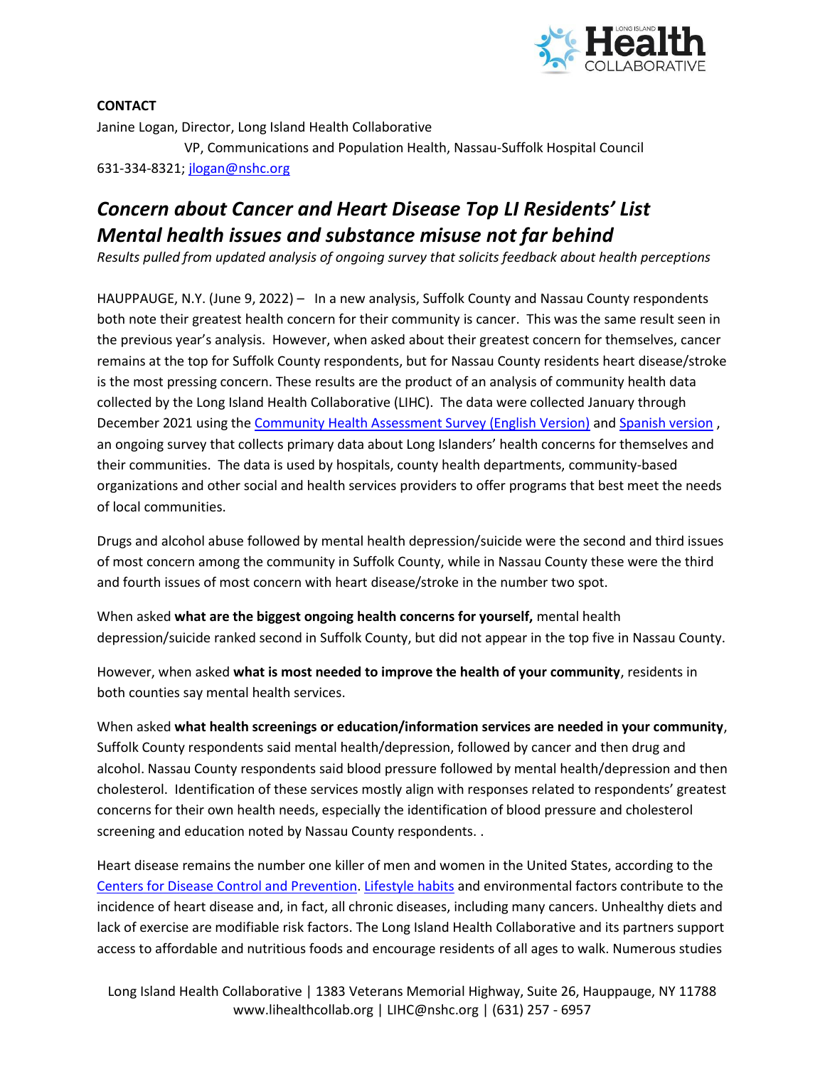**CONTACT**

Janine Logan, Director, Long Island Health Collaborative

VP, Communications and Population Health, Nassau-Suffolk Hospital Council

631-334-8321; [jlogan@nshc.org](mailto:jlogan@nshc.org)

# *Concern about Cancer and Heart Disease Top LI Residents' List*
# *Mental health issues and substance misuse not far behind*

*Results pulled from updated analysis of ongoing survey that solicits feedback about health perceptions*

HAUPPAUGE, N.Y. (June 9, 2022) – In a new analysis, Suffolk County and Nassau County respondents both note their greatest health concern for their community is cancer. This was the same result seen in the previous year's analysis. However, when asked about their greatest concern for themselves, cancer remains at the top for Suffolk County respondents, but for Nassau County residents heart disease/stroke is the most pressing concern. These results are the product of an analysis of community health data collected by the Long Island Health Collaborative (LIHC). The data were collected January through December 2021 using the [Community Health Assessment Survey (English Version)]() and [Spanish version]() , an ongoing survey that collects primary data about Long Islanders' health concerns for themselves and their communities. The data is used by hospitals, county health departments, community-based organizations and other social and health services providers to offer programs that best meet the needs of local communities.

Drugs and alcohol abuse followed by mental health depression/suicide were the second and third issues of most concern among the community in Suffolk County, while in Nassau County these were the third and fourth issues of most concern with heart disease/stroke in the number two spot.

When asked **what are the biggest ongoing health concerns for yourself,** mental health depression/suicide ranked second in Suffolk County, but did not appear in the top five in Nassau County.

However, when asked **what is most needed to improve the health of your community**, residents in both counties say mental health services.

When asked **what health screenings or education/information services are needed in your community**, Suffolk County respondents said mental health/depression, followed by cancer and then drug and alcohol. Nassau County respondents said blood pressure followed by mental health/depression and then cholesterol. Identification of these services mostly align with responses related to respondents' greatest concerns for their own health needs, especially the identification of blood pressure and cholesterol screening and education noted by Nassau County respondents. .

Heart disease remains the number one killer of men and women in the United States, according to the [Centers for Disease Control and Prevention](). [Lifestyle habits]() and environmental factors contribute to the incidence of heart disease and, in fact, all chronic diseases, including many cancers. Unhealthy diets and lack of exercise are modifiable risk factors. The Long Island Health Collaborative and its partners support access to affordable and nutritious foods and encourage residents of all ages to walk. Numerous studies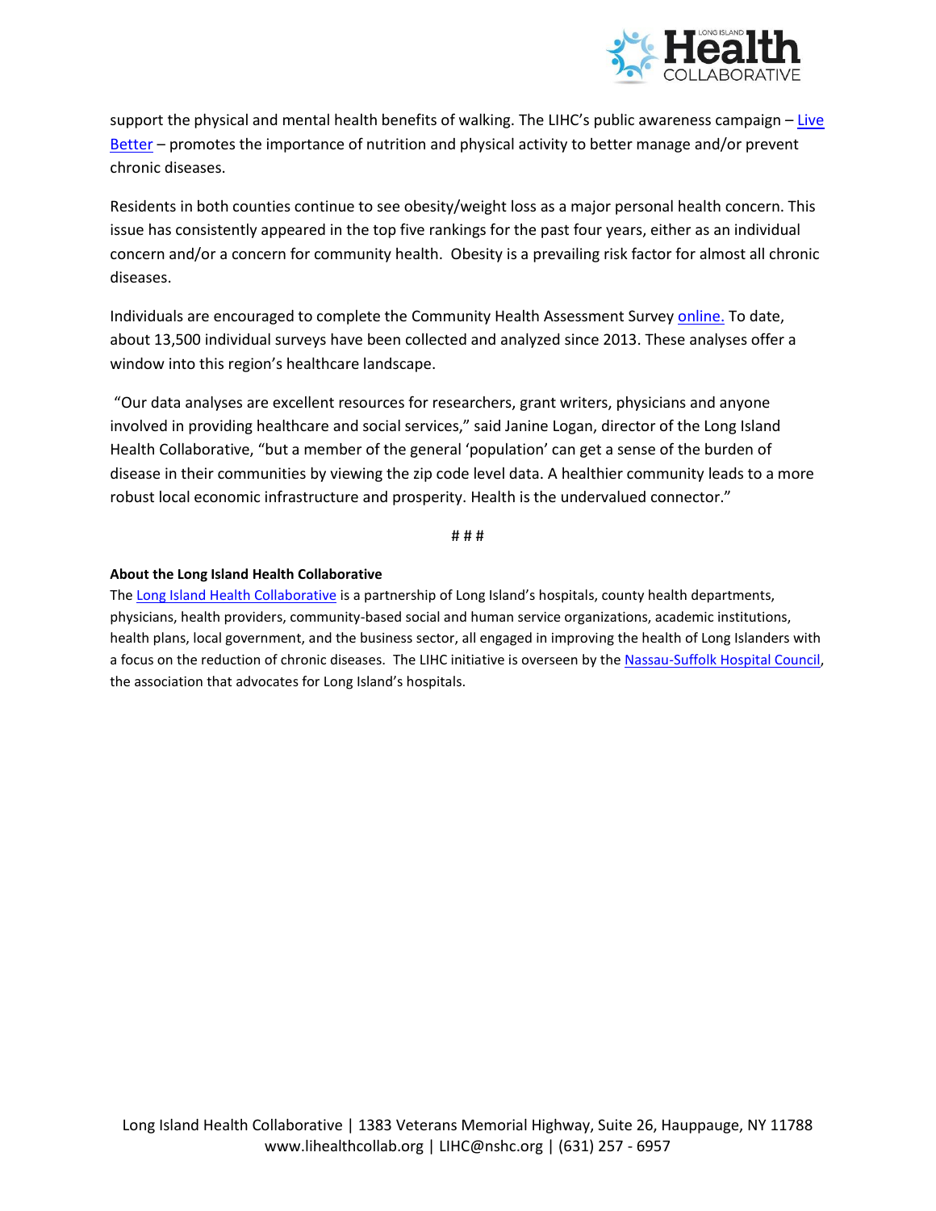support the physical and mental health benefits of walking. The LIHC's public awareness campaign – Live Better – promotes the importance of nutrition and physical activity to better manage and/or prevent chronic diseases.

Residents in both counties continue to see obesity/weight loss as a major personal health concern. This issue has consistently appeared in the top five rankings for the past four years, either as an individual concern and/or a concern for community health. Obesity is a prevailing risk factor for almost all chronic diseases.

Individuals are encouraged to complete the Community Health Assessment Survey online. To date, about 13,500 individual surveys have been collected and analyzed since 2013. These analyses offer a window into this region's healthcare landscape.

"Our data analyses are excellent resources for researchers, grant writers, physicians and anyone involved in providing healthcare and social services," said Janine Logan, director of the Long Island Health Collaborative, "but a member of the general 'population' can get a sense of the burden of disease in their communities by viewing the zip code level data. A healthier community leads to a more robust local economic infrastructure and prosperity. Health is the undervalued connector."

# # #

**About the Long Island Health Collaborative**

The Long Island Health Collaborative is a partnership of Long Island's hospitals, county health departments, physicians, health providers, community-based social and human service organizations, academic institutions, health plans, local government, and the business sector, all engaged in improving the health of Long Islanders with a focus on the reduction of chronic diseases. The LIHC initiative is overseen by the Nassau-Suffolk Hospital Council, the association that advocates for Long Island's hospitals.

Long Island Health Collaborative | 1383 Veterans Memorial Highway, Suite 26, Hauppauge, NY 11788
www.lihealthcollab.org | LIHC@nshc.org | (631) 257 - 6957